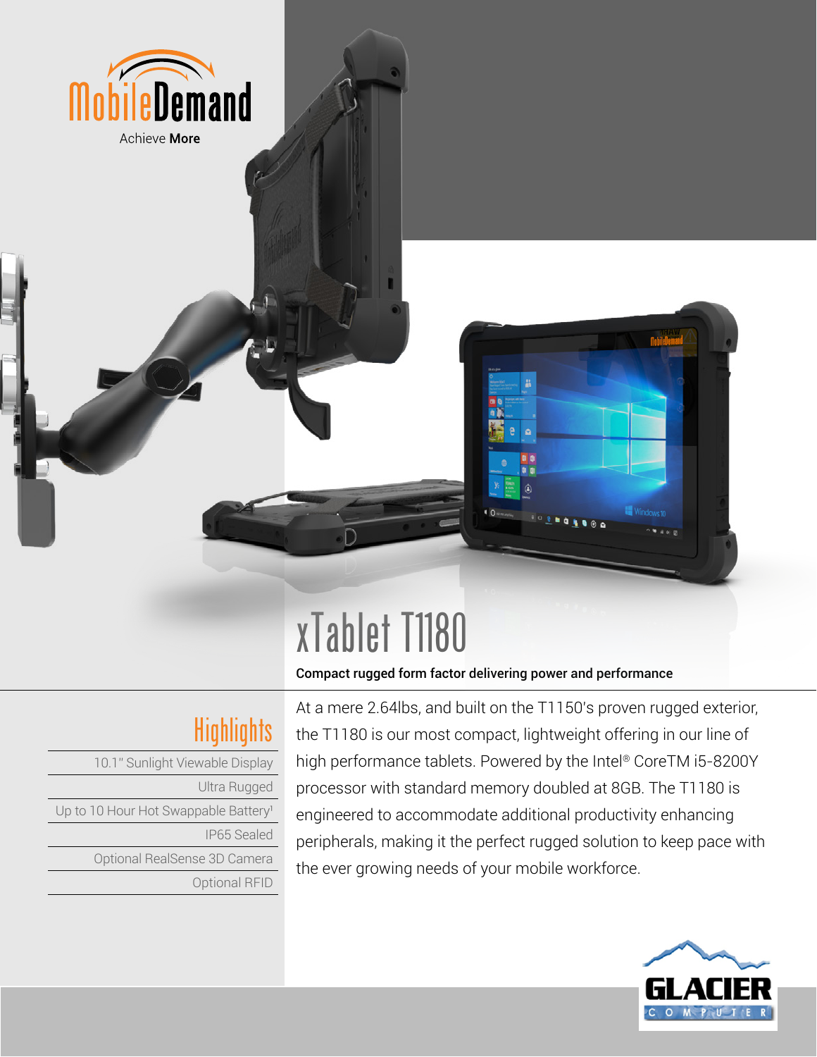MobileDemand

Achieve **More**

# xTablet T1180

**Compact rugged form factor delivering power and performance**

## Highlights

- 10.1" Sunlight Viewable Display
- Ultra Rugged
- Up to 10 Hour Hot Swappable Battery[1]
- IP65 Sealed
- Optional RealSense 3D Camera
- Optional RFID

At a mere 2.64lbs, and built on the T1150's proven rugged exterior, the T1180 is our most compact, lightweight offering in our line of high performance tablets. Powered by the Intel® CoreTM i5-8200Y processor with standard memory doubled at 8GB. The T1180 is engineered to accommodate additional productivity enhancing peripherals, making it the perfect rugged solution to keep pace with the ever growing needs of your mobile workforce.

GLACIER COMPUTER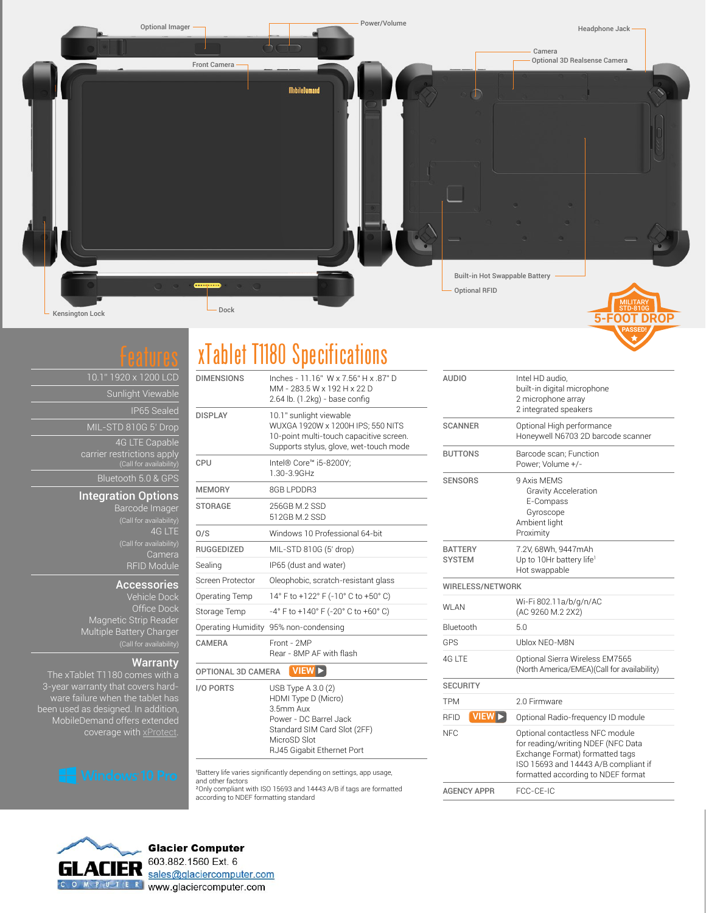Optional Imager

Power/Volume

Headphone Jack

Front Camera

Camera

Optional 3D Realsense Camera

Built-in Hot Swappable Battery

Optional RFID

Kensington Lock

Dock

MILITARY STD-810G 5-FOOT DROP PASSED!

## Features

10.1" 1920 x 1200 LCD

Sunlight Viewable

IP65 Sealed

MIL-STD 810G 5' Drop

4G LTE Capable
carrier restrictions apply
(Call for availability)

Bluetooth 5.0 & GPS

### Integration Options

Barcode Imager
(Call for availability)
4G LTE
(Call for availability)
Camera
RFID Module

### Accessories

Vehicle Dock
Office Dock
Magnetic Strip Reader
Multiple Battery Charger
(Call for availability)

### Warranty

The xTablet T1180 comes with a 3-year warranty that covers hardware failure when the tablet has been used as designed. In addition, MobileDemand offers extended coverage with xProtect.

Windows 10 Pro

# xTablet T1180 Specifications

| | |
|---|---|
| DIMENSIONS | Inches - 11.16" W x 7.56" H x .87" D<br>MM - 283.5 W x 192 H x 22 D<br>2.64 lb. (1.2kg) - base config |
| DISPLAY | 10.1" sunlight viewable<br>WUXGA 1920W x 1200H IPS; 550 NITS<br>10-point multi-touch capacitive screen.<br>Supports stylus, glove, wet-touch mode |
| CPU | Intel® Core™ i5-8200Y;<br>1.30-3.9GHz |
| MEMORY | 8GB LPDDR3 |
| STORAGE | 256GB M.2 SSD<br>512GB M.2 SSD |
| O/S | Windows 10 Professional 64-bit |
| RUGGEDIZED | MIL-STD 810G (5' drop) |
| Sealing | IP65 (dust and water) |
| Screen Protector | Oleophobic, scratch-resistant glass |
| Operating Temp | 14° F to +122° F (-10° C to +50° C) |
| Storage Temp | -4° F to +140° F (-20° C to +60° C) |
| Operating Humidity | 95% non-condensing |
| CAMERA | Front - 2MP<br>Rear - 8MP AF with flash |
| OPTIONAL 3D CAMERA | VIEW |
| I/O PORTS | USB Type A 3.0 (2)<br>HDMI Type D (Micro)<br>3.5mm Aux<br>Power - DC Barrel Jack<br>Standard SIM Card Slot (2FF)<br>MicroSD Slot<br>RJ45 Gigabit Ethernet Port |

[1]Battery life varies significantly depending on settings, app usage, and other factors
[2]Only compliant with ISO 15693 and 14443 A/B if tags are formatted according to NDEF formatting standard

| | |
|---|---|
| AUDIO | Intel HD audio,<br>built-in digital microphone<br>2 microphone array<br>2 integrated speakers |
| SCANNER | Optional High performance<br>Honeywell N6703 2D barcode scanner |
| BUTTONS | Barcode scan; Function<br>Power; Volume +/- |
| SENSORS | 9 Axis MEMS<br>Gravity Acceleration<br>E-Compass<br>Gyroscope<br>Ambient light<br>Proximity |
| BATTERY SYSTEM | 7.2V, 68Wh, 9447mAh<br>Up to 10Hr battery life[1]<br>Hot swappable |
| WIRELESS/NETWORK | |
| WLAN | Wi-Fi 802.11a/b/g/n/AC<br>(AC 9260 M.2 2X2) |
| Bluetooth | 5.0 |
| GPS | Ublox NEO-M8N |
| 4G LTE | Optional Sierra Wireless EM7565<br>(North America/EMEA)(Call for availability) |
| SECURITY | |
| TPM | 2.0 Firmware |
| RFID VIEW | Optional Radio-frequency ID module |
| NFC | Optional contactless NFC module for reading/writing NDEF (NFC Data Exchange Format) formatted tags<br>ISO 15693 and 14443 A/B compliant if formatted according to NDEF format |
| AGENCY APPR | FCC-CE-IC |

**Glacier Computer**
603.882.1560 Ext. 6
sales@glaciercomputer.com
www.glaciercomputer.com